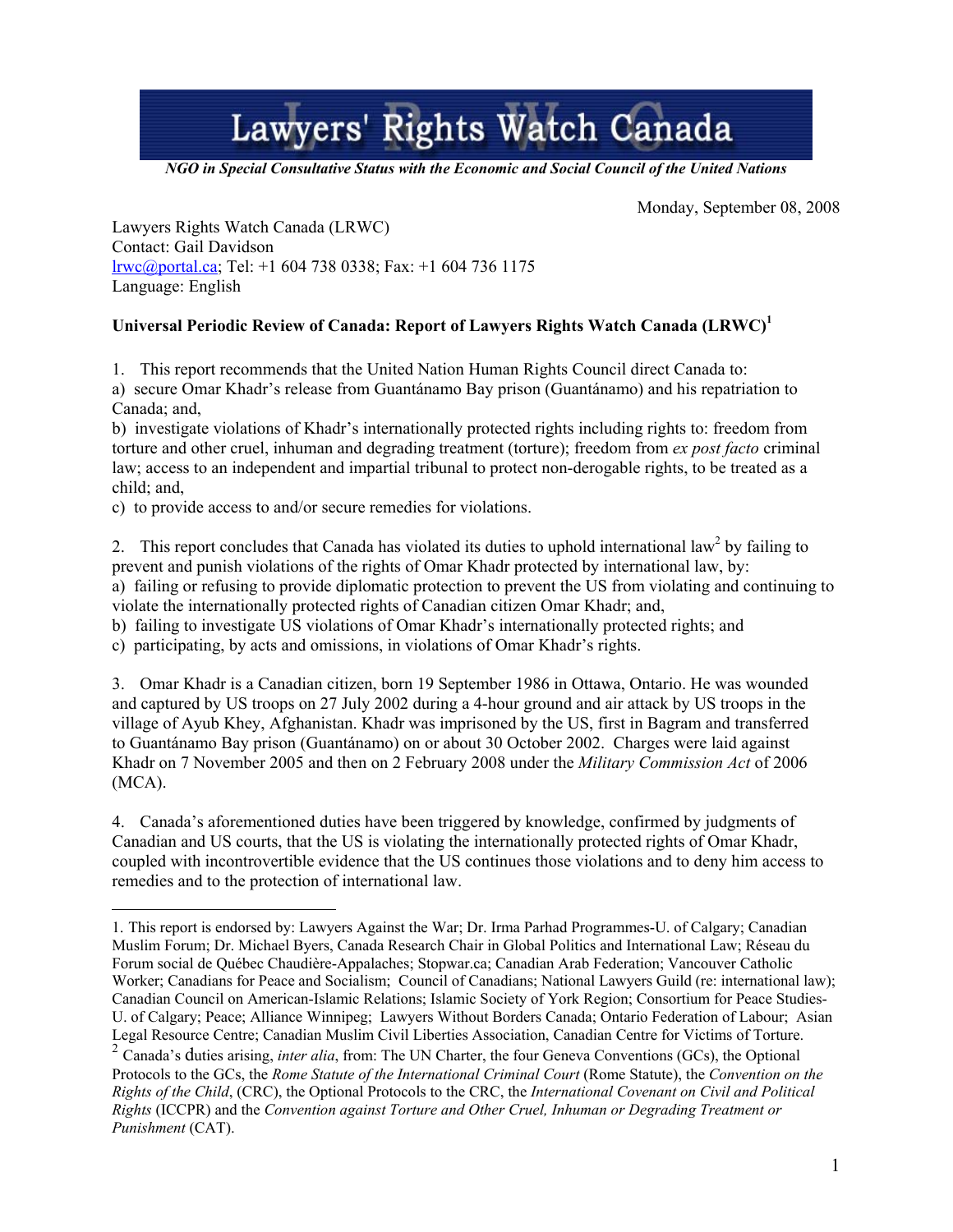# Lawyers' Rights Watch Canada

*NGO in Special Consultative Status with the Economic and Social Council of the United Nations*

Monday, September 08, 2008

Lawyers Rights Watch Canada (LRWC)
Contact: Gail Davidson
lrwc@portal.ca; Tel: +1 604 738 0338; Fax: +1 604 736 1175
Language: English

**Universal Periodic Review of Canada: Report of Lawyers Rights Watch Canada (LRWC)[1]**

1. This report recommends that the United Nation Human Rights Council direct Canada to:
a) secure Omar Khadr's release from Guantánamo Bay prison (Guantánamo) and his repatriation to Canada; and,
b) investigate violations of Khadr's internationally protected rights including rights to: freedom from torture and other cruel, inhuman and degrading treatment (torture); freedom from *ex post facto* criminal law; access to an independent and impartial tribunal to protect non-derogable rights, to be treated as a child; and,
c) to provide access to and/or secure remedies for violations.

2. This report concludes that Canada has violated its duties to uphold international law[2] by failing to prevent and punish violations of the rights of Omar Khadr protected by international law, by:
a) failing or refusing to provide diplomatic protection to prevent the US from violating and continuing to violate the internationally protected rights of Canadian citizen Omar Khadr; and,
b) failing to investigate US violations of Omar Khadr's internationally protected rights; and
c) participating, by acts and omissions, in violations of Omar Khadr's rights.

3. Omar Khadr is a Canadian citizen, born 19 September 1986 in Ottawa, Ontario. He was wounded and captured by US troops on 27 July 2002 during a 4-hour ground and air attack by US troops in the village of Ayub Khey, Afghanistan. Khadr was imprisoned by the US, first in Bagram and transferred to Guantánamo Bay prison (Guantánamo) on or about 30 October 2002. Charges were laid against Khadr on 7 November 2005 and then on 2 February 2008 under the *Military Commission Act* of 2006 (MCA).

4. Canada's aforementioned duties have been triggered by knowledge, confirmed by judgments of Canadian and US courts, that the US is violating the internationally protected rights of Omar Khadr, coupled with incontrovertible evidence that the US continues those violations and to deny him access to remedies and to the protection of international law.

---

1. This report is endorsed by: Lawyers Against the War; Dr. Irma Parhad Programmes-U. of Calgary; Canadian Muslim Forum; Dr. Michael Byers, Canada Research Chair in Global Politics and International Law; Réseau du Forum social de Québec Chaudière-Appalaches; Stopwar.ca; Canadian Arab Federation; Vancouver Catholic Worker; Canadians for Peace and Socialism; Council of Canadians; National Lawyers Guild (re: international law); Canadian Council on American-Islamic Relations; Islamic Society of York Region; Consortium for Peace Studies-U. of Calgary; Peace; Alliance Winnipeg; Lawyers Without Borders Canada; Ontario Federation of Labour; Asian Legal Resource Centre; Canadian Muslim Civil Liberties Association, Canadian Centre for Victims of Torture.

2. Canada's duties arising, *inter alia*, from: The UN Charter, the four Geneva Conventions (GCs), the Optional Protocols to the GCs, the *Rome Statute of the International Criminal Court* (Rome Statute), the *Convention on the Rights of the Child*, (CRC), the Optional Protocols to the CRC, the *International Covenant on Civil and Political Rights* (ICCPR) and the *Convention against Torture and Other Cruel, Inhuman or Degrading Treatment or Punishment* (CAT).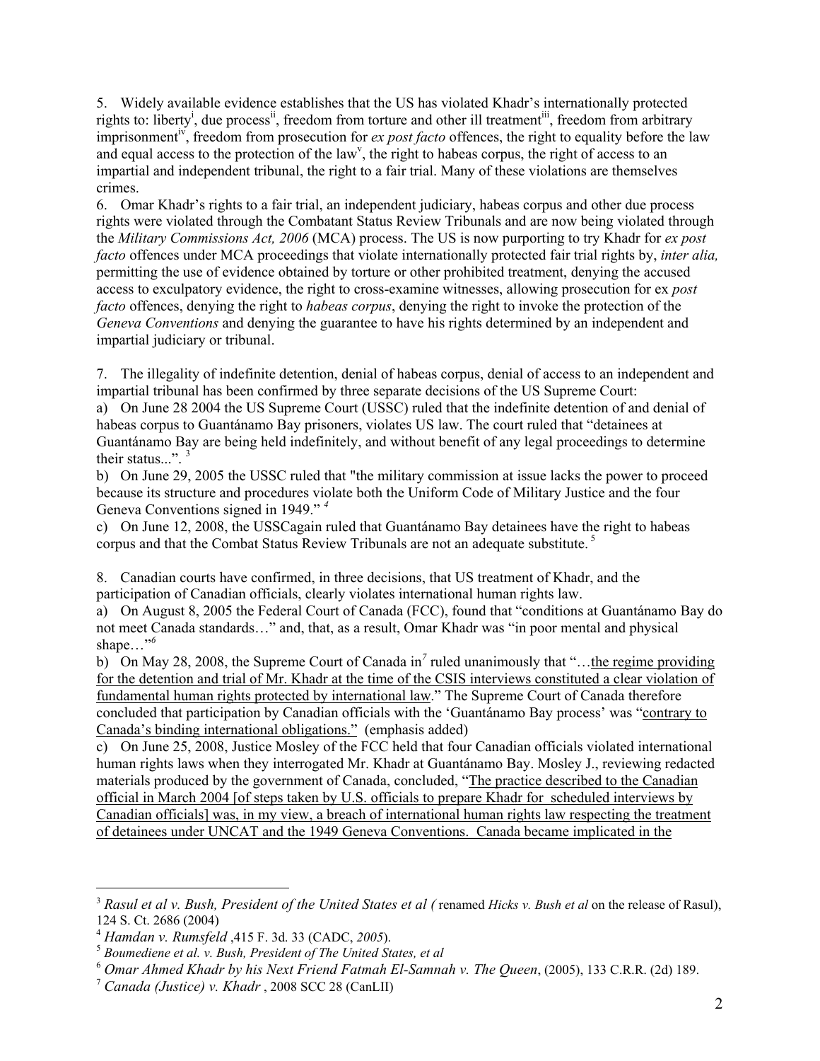5. Widely available evidence establishes that the US has violated Khadr's internationally protected rights to: liberty[i], due process[ii], freedom from torture and other ill treatment[iii], freedom from arbitrary imprisonment[iv], freedom from prosecution for *ex post facto* offences, the right to equality before the law and equal access to the protection of the law[v], the right to habeas corpus, the right of access to an impartial and independent tribunal, the right to a fair trial. Many of these violations are themselves crimes.

6. Omar Khadr's rights to a fair trial, an independent judiciary, habeas corpus and other due process rights were violated through the Combatant Status Review Tribunals and are now being violated through the *Military Commissions Act, 2006* (MCA) process. The US is now purporting to try Khadr for *ex post facto* offences under MCA proceedings that violate internationally protected fair trial rights by, *inter alia,* permitting the use of evidence obtained by torture or other prohibited treatment, denying the accused access to exculpatory evidence, the right to cross-examine witnesses, allowing prosecution for ex *post facto* offences, denying the right to *habeas corpus*, denying the right to invoke the protection of the *Geneva Conventions* and denying the guarantee to have his rights determined by an independent and impartial judiciary or tribunal.

7. The illegality of indefinite detention, denial of habeas corpus, denial of access to an independent and impartial tribunal has been confirmed by three separate decisions of the US Supreme Court:

a) On June 28 2004 the US Supreme Court (USSC) ruled that the indefinite detention of and denial of habeas corpus to Guantánamo Bay prisoners, violates US law. The court ruled that "detainees at Guantánamo Bay are being held indefinitely, and without benefit of any legal proceedings to determine their status...".[3]

b) On June 29, 2005 the USSC ruled that "the military commission at issue lacks the power to proceed because its structure and procedures violate both the Uniform Code of Military Justice and the four Geneva Conventions signed in 1949."[4]

c) On June 12, 2008, the USSCagain ruled that Guantánamo Bay detainees have the right to habeas corpus and that the Combat Status Review Tribunals are not an adequate substitute.[5]

8. Canadian courts have confirmed, in three decisions, that US treatment of Khadr, and the participation of Canadian officials, clearly violates international human rights law.

a) On August 8, 2005 the Federal Court of Canada (FCC), found that "conditions at Guantánamo Bay do not meet Canada standards…" and, that, as a result, Omar Khadr was "in poor mental and physical shape…"[6]

b) On May 28, 2008, the Supreme Court of Canada in[7] ruled unanimously that "…<u>the regime providing for the detention and trial of Mr. Khadr at the time of the CSIS interviews constituted a clear violation of fundamental human rights protected by international law</u>." The Supreme Court of Canada therefore concluded that participation by Canadian officials with the 'Guantánamo Bay process' was "<u>contrary to Canada's binding international obligations.</u>" (emphasis added)

c) On June 25, 2008, Justice Mosley of the FCC held that four Canadian officials violated international human rights laws when they interrogated Mr. Khadr at Guantánamo Bay. Mosley J., reviewing redacted materials produced by the government of Canada, concluded, "<u>The practice described to the Canadian official in March 2004 [of steps taken by U.S. officials to prepare Khadr for scheduled interviews by Canadian officials] was, in my view, a breach of international human rights law respecting the treatment of detainees under UNCAT and the 1949 Geneva Conventions. Canada became implicated in the</u>

---

[3] *Rasul et al v. Bush, President of the United States et al (* renamed *Hicks v. Bush et al* on the release of Rasul), 124 S. Ct. 2686 (2004)

[4] *Hamdan v. Rumsfeld* ,415 F. 3d. 33 (CADC, *2005*).

[5] *Boumediene et al. v. Bush, President of The United States, et al*

[6] *Omar Ahmed Khadr by his Next Friend Fatmah El-Samnah v. The Queen*, (2005), 133 C.R.R. (2d) 189.

[7] *Canada (Justice) v. Khadr* , 2008 SCC 28 (CanLII)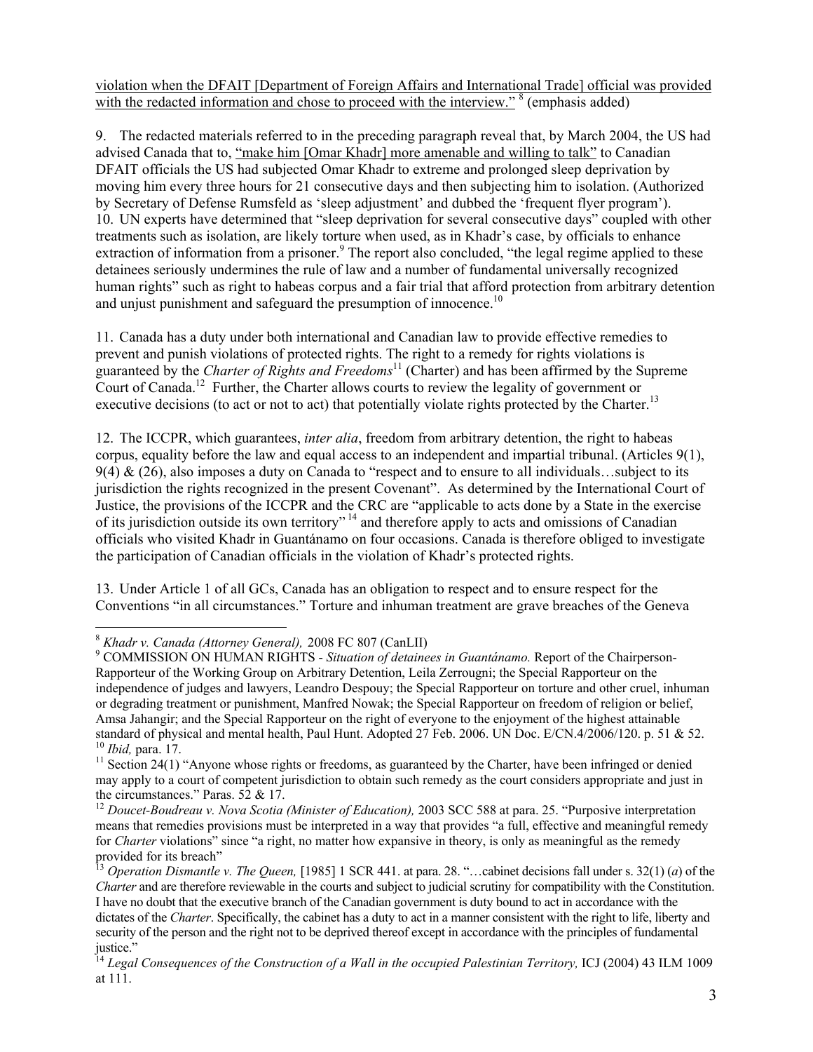violation when the DFAIT [Department of Foreign Affairs and International Trade] official was provided with the redacted information and chose to proceed with the interview." [8] (emphasis added)

9. The redacted materials referred to in the preceding paragraph reveal that, by March 2004, the US had advised Canada that to, "make him [Omar Khadr] more amenable and willing to talk" to Canadian DFAIT officials the US had subjected Omar Khadr to extreme and prolonged sleep deprivation by moving him every three hours for 21 consecutive days and then subjecting him to isolation. (Authorized by Secretary of Defense Rumsfeld as 'sleep adjustment' and dubbed the 'frequent flyer program').

10. UN experts have determined that "sleep deprivation for several consecutive days" coupled with other treatments such as isolation, are likely torture when used, as in Khadr's case, by officials to enhance extraction of information from a prisoner.[9] The report also concluded, "the legal regime applied to these detainees seriously undermines the rule of law and a number of fundamental universally recognized human rights" such as right to habeas corpus and a fair trial that afford protection from arbitrary detention and unjust punishment and safeguard the presumption of innocence.[10]

11. Canada has a duty under both international and Canadian law to provide effective remedies to prevent and punish violations of protected rights. The right to a remedy for rights violations is guaranteed by the *Charter of Rights and Freedoms*[11] (Charter) and has been affirmed by the Supreme Court of Canada.[12] Further, the Charter allows courts to review the legality of government or executive decisions (to act or not to act) that potentially violate rights protected by the Charter.[13]

12. The ICCPR, which guarantees, *inter alia*, freedom from arbitrary detention, the right to habeas corpus, equality before the law and equal access to an independent and impartial tribunal. (Articles 9(1), 9(4) & (26), also imposes a duty on Canada to "respect and to ensure to all individuals…subject to its jurisdiction the rights recognized in the present Covenant". As determined by the International Court of Justice, the provisions of the ICCPR and the CRC are "applicable to acts done by a State in the exercise of its jurisdiction outside its own territory" [14] and therefore apply to acts and omissions of Canadian officials who visited Khadr in Guantánamo on four occasions. Canada is therefore obliged to investigate the participation of Canadian officials in the violation of Khadr's protected rights.

13. Under Article 1 of all GCs, Canada has an obligation to respect and to ensure respect for the Conventions "in all circumstances." Torture and inhuman treatment are grave breaches of the Geneva

---

[8] *Khadr v. Canada (Attorney General),* 2008 FC 807 (CanLII)

[9] COMMISSION ON HUMAN RIGHTS - *Situation of detainees in Guantánamo.* Report of the Chairperson-Rapporteur of the Working Group on Arbitrary Detention, Leila Zerrougni; the Special Rapporteur on the independence of judges and lawyers, Leandro Despouy; the Special Rapporteur on torture and other cruel, inhuman or degrading treatment or punishment, Manfred Nowak; the Special Rapporteur on freedom of religion or belief, Amsa Jahangir; and the Special Rapporteur on the right of everyone to the enjoyment of the highest attainable standard of physical and mental health, Paul Hunt. Adopted 27 Feb. 2006. UN Doc. E/CN.4/2006/120. p. 51 & 52.

[10] *Ibid,* para. 17.

[11] Section 24(1) "Anyone whose rights or freedoms, as guaranteed by the Charter, have been infringed or denied may apply to a court of competent jurisdiction to obtain such remedy as the court considers appropriate and just in the circumstances." Paras. 52 & 17.

[12] *Doucet-Boudreau v. Nova Scotia (Minister of Education),* 2003 SCC 588 at para. 25. "Purposive interpretation means that remedies provisions must be interpreted in a way that provides "a full, effective and meaningful remedy for *Charter* violations" since "a right, no matter how expansive in theory, is only as meaningful as the remedy provided for its breach"

[13] *Operation Dismantle v. The Queen,* [1985] 1 SCR 441. at para. 28. "…cabinet decisions fall under s. 32(1) (*a*) of the *Charter* and are therefore reviewable in the courts and subject to judicial scrutiny for compatibility with the Constitution. I have no doubt that the executive branch of the Canadian government is duty bound to act in accordance with the dictates of the *Charter*. Specifically, the cabinet has a duty to act in a manner consistent with the right to life, liberty and security of the person and the right not to be deprived thereof except in accordance with the principles of fundamental justice."

[14] *Legal Consequences of the Construction of a Wall in the occupied Palestinian Territory,* ICJ (2004) 43 ILM 1009 at 111.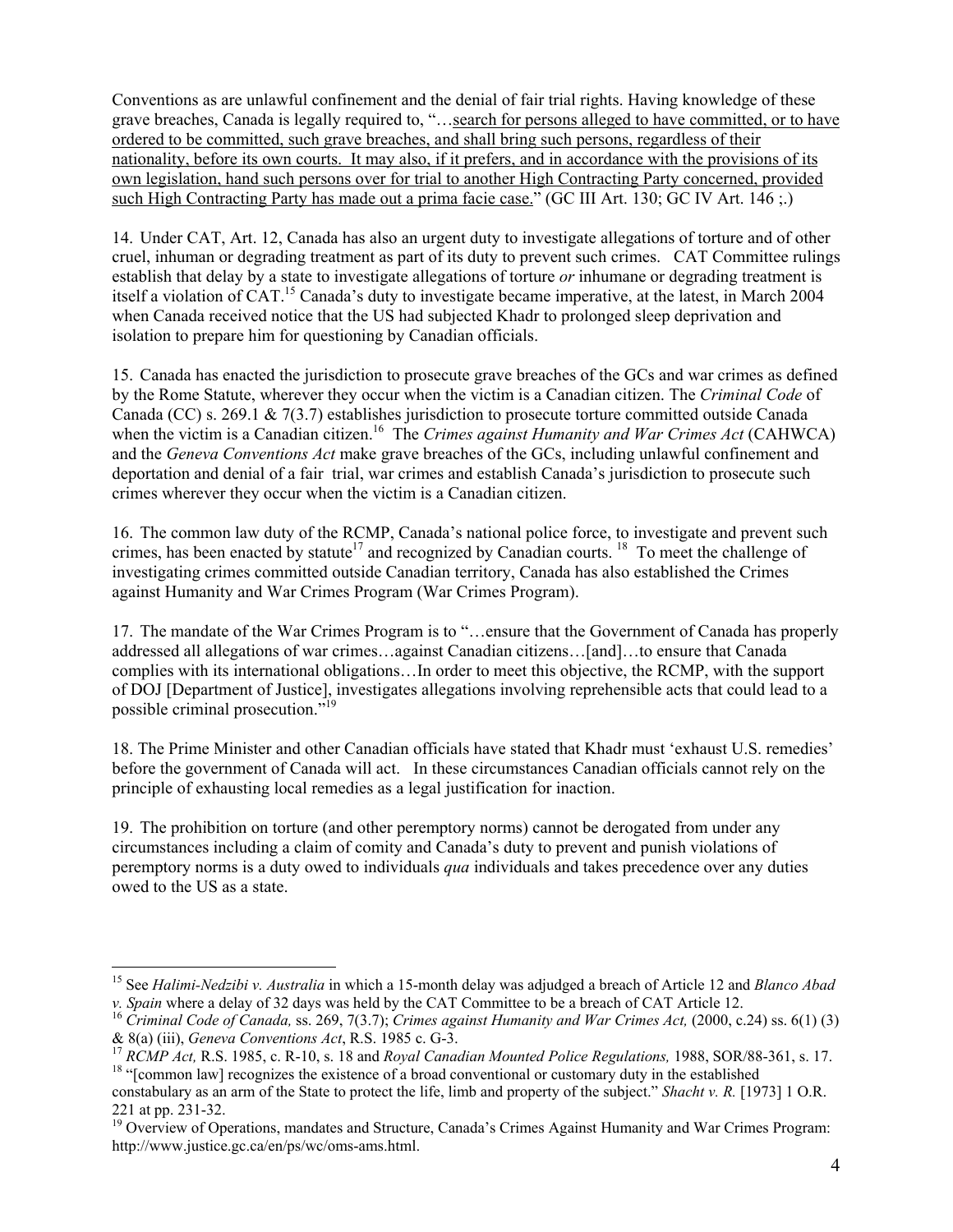Conventions as are unlawful confinement and the denial of fair trial rights. Having knowledge of these grave breaches, Canada is legally required to, "…<u>search for persons alleged to have committed, or to have ordered to be committed, such grave breaches, and shall bring such persons, regardless of their nationality, before its own courts. It may also, if it prefers, and in accordance with the provisions of its own legislation, hand such persons over for trial to another High Contracting Party concerned, provided such High Contracting Party has made out a prima facie case.</u>" (GC III Art. 130; GC IV Art. 146 ;.)

14. Under CAT, Art. 12, Canada has also an urgent duty to investigate allegations of torture and of other cruel, inhuman or degrading treatment as part of its duty to prevent such crimes. CAT Committee rulings establish that delay by a state to investigate allegations of torture *or* inhumane or degrading treatment is itself a violation of CAT.[15] Canada's duty to investigate became imperative, at the latest, in March 2004 when Canada received notice that the US had subjected Khadr to prolonged sleep deprivation and isolation to prepare him for questioning by Canadian officials.

15. Canada has enacted the jurisdiction to prosecute grave breaches of the GCs and war crimes as defined by the Rome Statute, wherever they occur when the victim is a Canadian citizen. The *Criminal Code* of Canada (CC) s. 269.1 & 7(3.7) establishes jurisdiction to prosecute torture committed outside Canada when the victim is a Canadian citizen.[16] The *Crimes against Humanity and War Crimes Act* (CAHWCA) and the *Geneva Conventions Act* make grave breaches of the GCs, including unlawful confinement and deportation and denial of a fair trial, war crimes and establish Canada's jurisdiction to prosecute such crimes wherever they occur when the victim is a Canadian citizen.

16. The common law duty of the RCMP, Canada's national police force, to investigate and prevent such crimes, has been enacted by statute[17] and recognized by Canadian courts. [18] To meet the challenge of investigating crimes committed outside Canadian territory, Canada has also established the Crimes against Humanity and War Crimes Program (War Crimes Program).

17. The mandate of the War Crimes Program is to "…ensure that the Government of Canada has properly addressed all allegations of war crimes…against Canadian citizens…[and]…to ensure that Canada complies with its international obligations…In order to meet this objective, the RCMP, with the support of DOJ [Department of Justice], investigates allegations involving reprehensible acts that could lead to a possible criminal prosecution."[19]

18. The Prime Minister and other Canadian officials have stated that Khadr must 'exhaust U.S. remedies' before the government of Canada will act. In these circumstances Canadian officials cannot rely on the principle of exhausting local remedies as a legal justification for inaction.

19. The prohibition on torture (and other peremptory norms) cannot be derogated from under any circumstances including a claim of comity and Canada's duty to prevent and punish violations of peremptory norms is a duty owed to individuals *qua* individuals and takes precedence over any duties owed to the US as a state.

---

[15] See *Halimi-Nedzibi v. Australia* in which a 15-month delay was adjudged a breach of Article 12 and *Blanco Abad v. Spain* where a delay of 32 days was held by the CAT Committee to be a breach of CAT Article 12.

[16] *Criminal Code of Canada,* ss. 269, 7(3.7); *Crimes against Humanity and War Crimes Act,* (2000, c.24) ss. 6(1) (3) & 8(a) (iii), *Geneva Conventions Act*, R.S. 1985 c. G-3.

[17] *RCMP Act,* R.S. 1985, c. R-10, s. 18 and *Royal Canadian Mounted Police Regulations,* 1988, SOR/88-361, s. 17.

[18] "[common law] recognizes the existence of a broad conventional or customary duty in the established constabulary as an arm of the State to protect the life, limb and property of the subject." *Shacht v. R.* [1973] 1 O.R. 221 at pp. 231-32.

[19] Overview of Operations, mandates and Structure, Canada's Crimes Against Humanity and War Crimes Program: http://www.justice.gc.ca/en/ps/wc/oms-ams.html.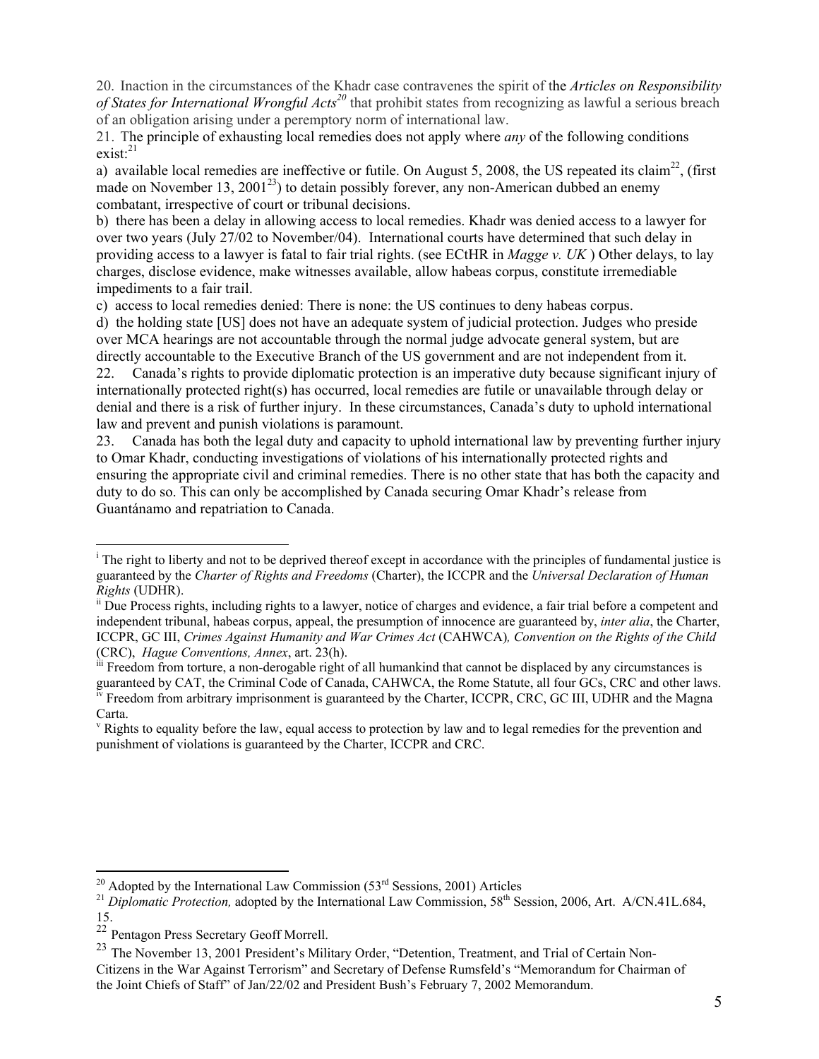20. Inaction in the circumstances of the Khadr case contravenes the spirit of the *Articles on Responsibility of States for International Wrongful Acts*[20] that prohibit states from recognizing as lawful a serious breach of an obligation arising under a peremptory norm of international law.

21. The principle of exhausting local remedies does not apply where *any* of the following conditions exist:[21]

a) available local remedies are ineffective or futile. On August 5, 2008, the US repeated its claim[22], (first made on November 13, 2001[23]) to detain possibly forever, any non-American dubbed an enemy combatant, irrespective of court or tribunal decisions.

b) there has been a delay in allowing access to local remedies. Khadr was denied access to a lawyer for over two years (July 27/02 to November/04). International courts have determined that such delay in providing access to a lawyer is fatal to fair trial rights. (see ECtHR in *Magge v. UK* ) Other delays, to lay charges, disclose evidence, make witnesses available, allow habeas corpus, constitute irremediable impediments to a fair trail.

c) access to local remedies denied: There is none: the US continues to deny habeas corpus.

d) the holding state [US] does not have an adequate system of judicial protection. Judges who preside over MCA hearings are not accountable through the normal judge advocate general system, but are directly accountable to the Executive Branch of the US government and are not independent from it.

22. Canada's rights to provide diplomatic protection is an imperative duty because significant injury of internationally protected right(s) has occurred, local remedies are futile or unavailable through delay or denial and there is a risk of further injury. In these circumstances, Canada's duty to uphold international law and prevent and punish violations is paramount.

23. Canada has both the legal duty and capacity to uphold international law by preventing further injury to Omar Khadr, conducting investigations of violations of his internationally protected rights and ensuring the appropriate civil and criminal remedies. There is no other state that has both the capacity and duty to do so. This can only be accomplished by Canada securing Omar Khadr's release from Guantánamo and repatriation to Canada.

---

[i] The right to liberty and not to be deprived thereof except in accordance with the principles of fundamental justice is guaranteed by the *Charter of Rights and Freedoms* (Charter), the ICCPR and the *Universal Declaration of Human Rights* (UDHR).

[ii] Due Process rights, including rights to a lawyer, notice of charges and evidence, a fair trial before a competent and independent tribunal, habeas corpus, appeal, the presumption of innocence are guaranteed by, *inter alia*, the Charter, ICCPR, GC III, *Crimes Against Humanity and War Crimes Act* (CAHWCA)*, Convention on the Rights of the Child* (CRC), *Hague Conventions, Annex*, art. 23(h).

[iii] Freedom from torture, a non-derogable right of all humankind that cannot be displaced by any circumstances is guaranteed by CAT, the Criminal Code of Canada, CAHWCA, the Rome Statute, all four GCs, CRC and other laws.

[iv] Freedom from arbitrary imprisonment is guaranteed by the Charter, ICCPR, CRC, GC III, UDHR and the Magna Carta.

[v] Rights to equality before the law, equal access to protection by law and to legal remedies for the prevention and punishment of violations is guaranteed by the Charter, ICCPR and CRC.

---

[20] Adopted by the International Law Commission (53rd Sessions, 2001) Articles

[21] *Diplomatic Protection,* adopted by the International Law Commission, 58th Session, 2006, Art. A/CN.41L.684, 15.

[22] Pentagon Press Secretary Geoff Morrell.

[23] The November 13, 2001 President's Military Order, "Detention, Treatment, and Trial of Certain Non-Citizens in the War Against Terrorism" and Secretary of Defense Rumsfeld's "Memorandum for Chairman of the Joint Chiefs of Staff" of Jan/22/02 and President Bush's February 7, 2002 Memorandum.